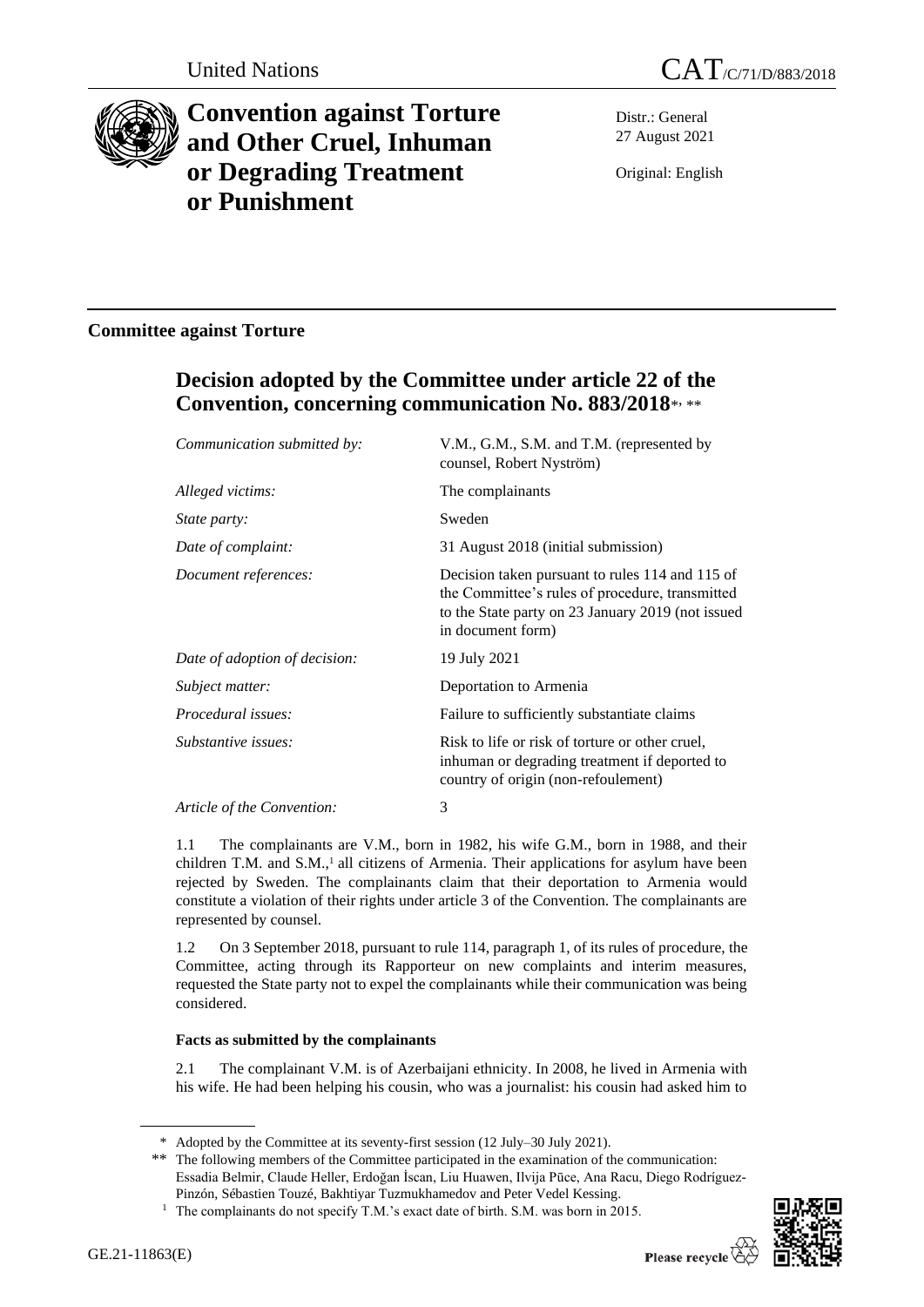United Nations

CAT/C/71/D/883/2018

# Convention against Torture and Other Cruel, Inhuman or Degrading Treatment or Punishment

Distr.: General
27 August 2021

Original: English

## Committee against Torture

### Decision adopted by the Committee under article 22 of the Convention, concerning communication No. 883/2018*, **

| | |
|---|---|
| *Communication submitted by:* | V.M., G.M., S.M. and T.M. (represented by counsel, Robert Nyström) |
| *Alleged victims:* | The complainants |
| *State party:* | Sweden |
| *Date of complaint:* | 31 August 2018 (initial submission) |
| *Document references:* | Decision taken pursuant to rules 114 and 115 of the Committee's rules of procedure, transmitted to the State party on 23 January 2019 (not issued in document form) |
| *Date of adoption of decision:* | 19 July 2021 |
| *Subject matter:* | Deportation to Armenia |
| *Procedural issues:* | Failure to sufficiently substantiate claims |
| *Substantive issues:* | Risk to life or risk of torture or other cruel, inhuman or degrading treatment if deported to country of origin (non-refoulement) |
| *Article of the Convention:* | 3 |

1.1 The complainants are V.M., born in 1982, his wife G.M., born in 1988, and their children T.M. and S.M.,[1] all citizens of Armenia. Their applications for asylum have been rejected by Sweden. The complainants claim that their deportation to Armenia would constitute a violation of their rights under article 3 of the Convention. The complainants are represented by counsel.

1.2 On 3 September 2018, pursuant to rule 114, paragraph 1, of its rules of procedure, the Committee, acting through its Rapporteur on new complaints and interim measures, requested the State party not to expel the complainants while their communication was being considered.

**Facts as submitted by the complainants**

2.1 The complainant V.M. is of Azerbaijani ethnicity. In 2008, he lived in Armenia with his wife. He had been helping his cousin, who was a journalist: his cousin had asked him to

---

\* Adopted by the Committee at its seventy-first session (12 July–30 July 2021).

\*\* The following members of the Committee participated in the examination of the communication: Essadia Belmir, Claude Heller, Erdoğan İscan, Liu Huawen, Ilvija Pūce, Ana Racu, Diego Rodríguez-Pinzón, Sébastien Touzé, Bakhtiyar Tuzmukhamedov and Peter Vedel Kessing.

[1] The complainants do not specify T.M.'s exact date of birth. S.M. was born in 2015.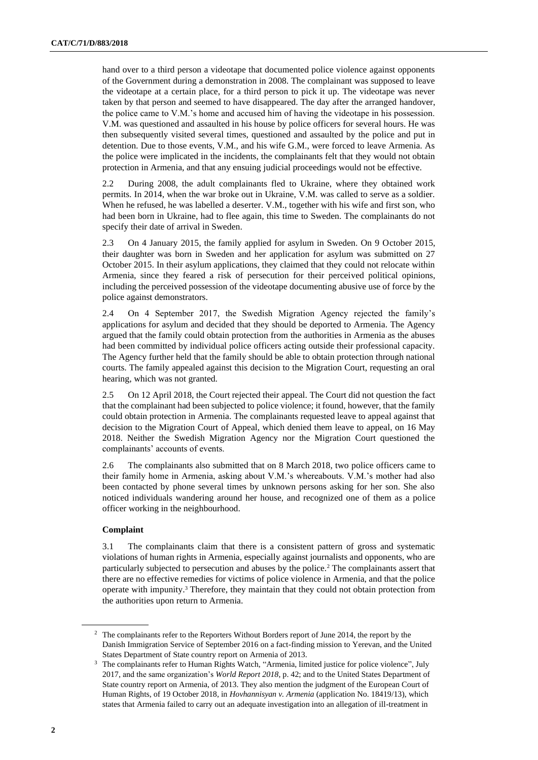hand over to a third person a videotape that documented police violence against opponents of the Government during a demonstration in 2008. The complainant was supposed to leave the videotape at a certain place, for a third person to pick it up. The videotape was never taken by that person and seemed to have disappeared. The day after the arranged handover, the police came to V.M.'s home and accused him of having the videotape in his possession. V.M. was questioned and assaulted in his house by police officers for several hours. He was then subsequently visited several times, questioned and assaulted by the police and put in detention. Due to those events, V.M., and his wife G.M., were forced to leave Armenia. As the police were implicated in the incidents, the complainants felt that they would not obtain protection in Armenia, and that any ensuing judicial proceedings would not be effective.

2.2 During 2008, the adult complainants fled to Ukraine, where they obtained work permits. In 2014, when the war broke out in Ukraine, V.M. was called to serve as a soldier. When he refused, he was labelled a deserter. V.M., together with his wife and first son, who had been born in Ukraine, had to flee again, this time to Sweden. The complainants do not specify their date of arrival in Sweden.

2.3 On 4 January 2015, the family applied for asylum in Sweden. On 9 October 2015, their daughter was born in Sweden and her application for asylum was submitted on 27 October 2015. In their asylum applications, they claimed that they could not relocate within Armenia, since they feared a risk of persecution for their perceived political opinions, including the perceived possession of the videotape documenting abusive use of force by the police against demonstrators.

2.4 On 4 September 2017, the Swedish Migration Agency rejected the family's applications for asylum and decided that they should be deported to Armenia. The Agency argued that the family could obtain protection from the authorities in Armenia as the abuses had been committed by individual police officers acting outside their professional capacity. The Agency further held that the family should be able to obtain protection through national courts. The family appealed against this decision to the Migration Court, requesting an oral hearing, which was not granted.

2.5 On 12 April 2018, the Court rejected their appeal. The Court did not question the fact that the complainant had been subjected to police violence; it found, however, that the family could obtain protection in Armenia. The complainants requested leave to appeal against that decision to the Migration Court of Appeal, which denied them leave to appeal, on 16 May 2018. Neither the Swedish Migration Agency nor the Migration Court questioned the complainants' accounts of events.

2.6 The complainants also submitted that on 8 March 2018, two police officers came to their family home in Armenia, asking about V.M.'s whereabouts. V.M.'s mother had also been contacted by phone several times by unknown persons asking for her son. She also noticed individuals wandering around her house, and recognized one of them as a police officer working in the neighbourhood.

### Complaint

3.1 The complainants claim that there is a consistent pattern of gross and systematic violations of human rights in Armenia, especially against journalists and opponents, who are particularly subjected to persecution and abuses by the police.[2] The complainants assert that there are no effective remedies for victims of police violence in Armenia, and that the police operate with impunity.[3] Therefore, they maintain that they could not obtain protection from the authorities upon return to Armenia.

[2] The complainants refer to the Reporters Without Borders report of June 2014, the report by the Danish Immigration Service of September 2016 on a fact-finding mission to Yerevan, and the United States Department of State country report on Armenia of 2013.

[3] The complainants refer to Human Rights Watch, "Armenia, limited justice for police violence", July 2017, and the same organization's *World Report 2018*, p. 42; and to the United States Department of State country report on Armenia, of 2013. They also mention the judgment of the European Court of Human Rights, of 19 October 2018, in *Hovhannisyan v. Armenia* (application No. 18419/13), which states that Armenia failed to carry out an adequate investigation into an allegation of ill-treatment in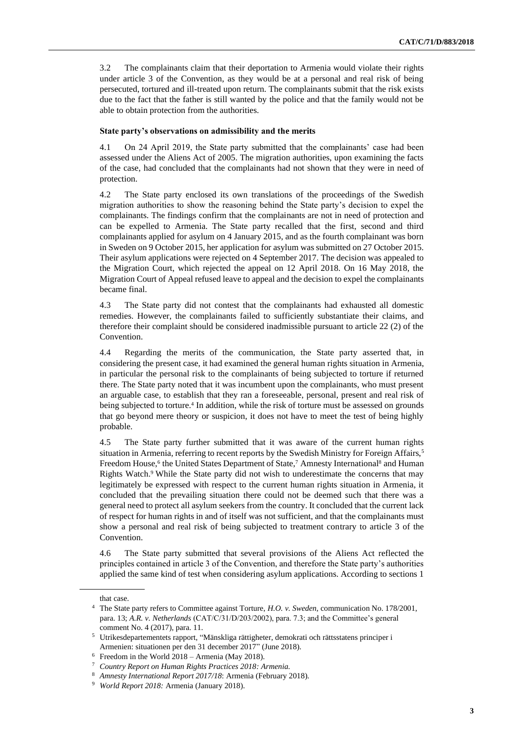3.2 The complainants claim that their deportation to Armenia would violate their rights under article 3 of the Convention, as they would be at a personal and real risk of being persecuted, tortured and ill-treated upon return. The complainants submit that the risk exists due to the fact that the father is still wanted by the police and that the family would not be able to obtain protection from the authorities.

### State party's observations on admissibility and the merits

4.1 On 24 April 2019, the State party submitted that the complainants' case had been assessed under the Aliens Act of 2005. The migration authorities, upon examining the facts of the case, had concluded that the complainants had not shown that they were in need of protection.

4.2 The State party enclosed its own translations of the proceedings of the Swedish migration authorities to show the reasoning behind the State party's decision to expel the complainants. The findings confirm that the complainants are not in need of protection and can be expelled to Armenia. The State party recalled that the first, second and third complainants applied for asylum on 4 January 2015, and as the fourth complainant was born in Sweden on 9 October 2015, her application for asylum was submitted on 27 October 2015. Their asylum applications were rejected on 4 September 2017. The decision was appealed to the Migration Court, which rejected the appeal on 12 April 2018. On 16 May 2018, the Migration Court of Appeal refused leave to appeal and the decision to expel the complainants became final.

4.3 The State party did not contest that the complainants had exhausted all domestic remedies. However, the complainants failed to sufficiently substantiate their claims, and therefore their complaint should be considered inadmissible pursuant to article 22 (2) of the Convention.

4.4 Regarding the merits of the communication, the State party asserted that, in considering the present case, it had examined the general human rights situation in Armenia, in particular the personal risk to the complainants of being subjected to torture if returned there. The State party noted that it was incumbent upon the complainants, who must present an arguable case, to establish that they ran a foreseeable, personal, present and real risk of being subjected to torture.[4] In addition, while the risk of torture must be assessed on grounds that go beyond mere theory or suspicion, it does not have to meet the test of being highly probable.

4.5 The State party further submitted that it was aware of the current human rights situation in Armenia, referring to recent reports by the Swedish Ministry for Foreign Affairs,[5] Freedom House,[6] the United States Department of State,[7] Amnesty International[8] and Human Rights Watch.[9] While the State party did not wish to underestimate the concerns that may legitimately be expressed with respect to the current human rights situation in Armenia, it concluded that the prevailing situation there could not be deemed such that there was a general need to protect all asylum seekers from the country. It concluded that the current lack of respect for human rights in and of itself was not sufficient, and that the complainants must show a personal and real risk of being subjected to treatment contrary to article 3 of the Convention.

4.6 The State party submitted that several provisions of the Aliens Act reflected the principles contained in article 3 of the Convention, and therefore the State party's authorities applied the same kind of test when considering asylum applications. According to sections 1

---

that case.

[4] The State party refers to Committee against Torture, *H.O. v. Sweden*, communication No. 178/2001, para. 13; *A.R. v. Netherlands* (CAT/C/31/D/203/2002), para. 7.3; and the Committee's general comment No. 4 (2017), para. 11.

[5] Utrikesdepartementets rapport, "Mänskliga rättigheter, demokrati och rättsstatens principer i Armenien: situationen per den 31 december 2017" (June 2018).

[6] Freedom in the World 2018 – Armenia (May 2018).

[7] *Country Report on Human Rights Practices 2018: Armenia.*

[8] *Amnesty International Report 2017/18*: Armenia (February 2018).

[9] *World Report 2018:* Armenia (January 2018).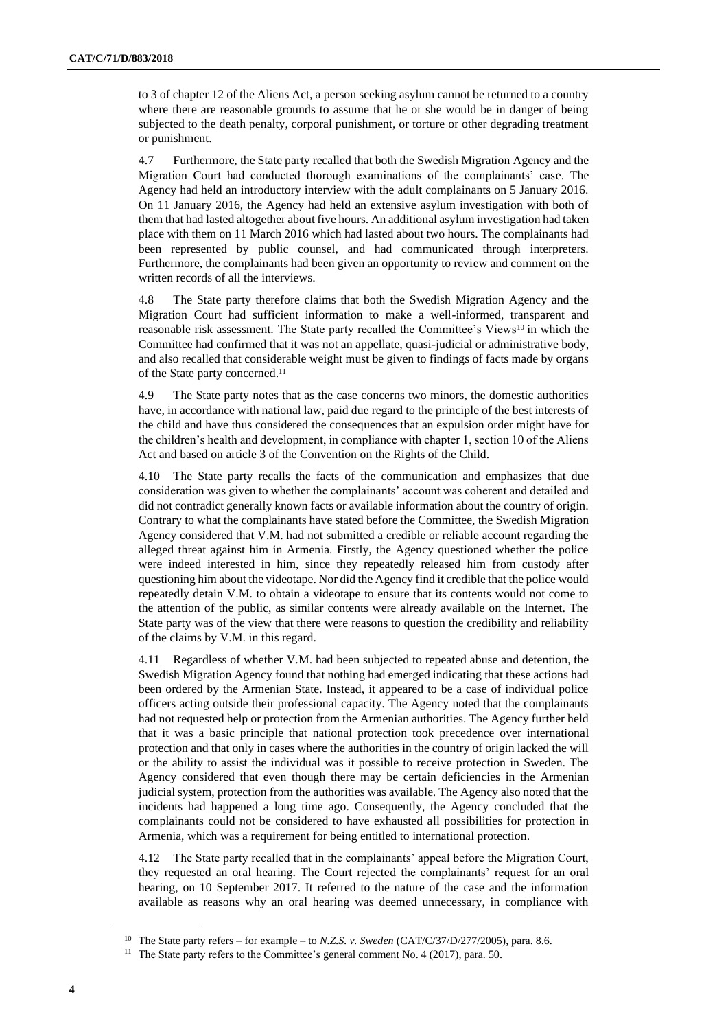to 3 of chapter 12 of the Aliens Act, a person seeking asylum cannot be returned to a country where there are reasonable grounds to assume that he or she would be in danger of being subjected to the death penalty, corporal punishment, or torture or other degrading treatment or punishment.

4.7 Furthermore, the State party recalled that both the Swedish Migration Agency and the Migration Court had conducted thorough examinations of the complainants' case. The Agency had held an introductory interview with the adult complainants on 5 January 2016. On 11 January 2016, the Agency had held an extensive asylum investigation with both of them that had lasted altogether about five hours. An additional asylum investigation had taken place with them on 11 March 2016 which had lasted about two hours. The complainants had been represented by public counsel, and had communicated through interpreters. Furthermore, the complainants had been given an opportunity to review and comment on the written records of all the interviews.

4.8 The State party therefore claims that both the Swedish Migration Agency and the Migration Court had sufficient information to make a well-informed, transparent and reasonable risk assessment. The State party recalled the Committee's Views[10] in which the Committee had confirmed that it was not an appellate, quasi-judicial or administrative body, and also recalled that considerable weight must be given to findings of facts made by organs of the State party concerned.[11]

4.9 The State party notes that as the case concerns two minors, the domestic authorities have, in accordance with national law, paid due regard to the principle of the best interests of the child and have thus considered the consequences that an expulsion order might have for the children's health and development, in compliance with chapter 1, section 10 of the Aliens Act and based on article 3 of the Convention on the Rights of the Child.

4.10 The State party recalls the facts of the communication and emphasizes that due consideration was given to whether the complainants' account was coherent and detailed and did not contradict generally known facts or available information about the country of origin. Contrary to what the complainants have stated before the Committee, the Swedish Migration Agency considered that V.M. had not submitted a credible or reliable account regarding the alleged threat against him in Armenia. Firstly, the Agency questioned whether the police were indeed interested in him, since they repeatedly released him from custody after questioning him about the videotape. Nor did the Agency find it credible that the police would repeatedly detain V.M. to obtain a videotape to ensure that its contents would not come to the attention of the public, as similar contents were already available on the Internet. The State party was of the view that there were reasons to question the credibility and reliability of the claims by V.M. in this regard.

4.11 Regardless of whether V.M. had been subjected to repeated abuse and detention, the Swedish Migration Agency found that nothing had emerged indicating that these actions had been ordered by the Armenian State. Instead, it appeared to be a case of individual police officers acting outside their professional capacity. The Agency noted that the complainants had not requested help or protection from the Armenian authorities. The Agency further held that it was a basic principle that national protection took precedence over international protection and that only in cases where the authorities in the country of origin lacked the will or the ability to assist the individual was it possible to receive protection in Sweden. The Agency considered that even though there may be certain deficiencies in the Armenian judicial system, protection from the authorities was available. The Agency also noted that the incidents had happened a long time ago. Consequently, the Agency concluded that the complainants could not be considered to have exhausted all possibilities for protection in Armenia, which was a requirement for being entitled to international protection.

4.12 The State party recalled that in the complainants' appeal before the Migration Court, they requested an oral hearing. The Court rejected the complainants' request for an oral hearing, on 10 September 2017. It referred to the nature of the case and the information available as reasons why an oral hearing was deemed unnecessary, in compliance with

---

[10] The State party refers – for example – to *N.Z.S. v. Sweden* (CAT/C/37/D/277/2005), para. 8.6.

[11] The State party refers to the Committee's general comment No. 4 (2017), para. 50.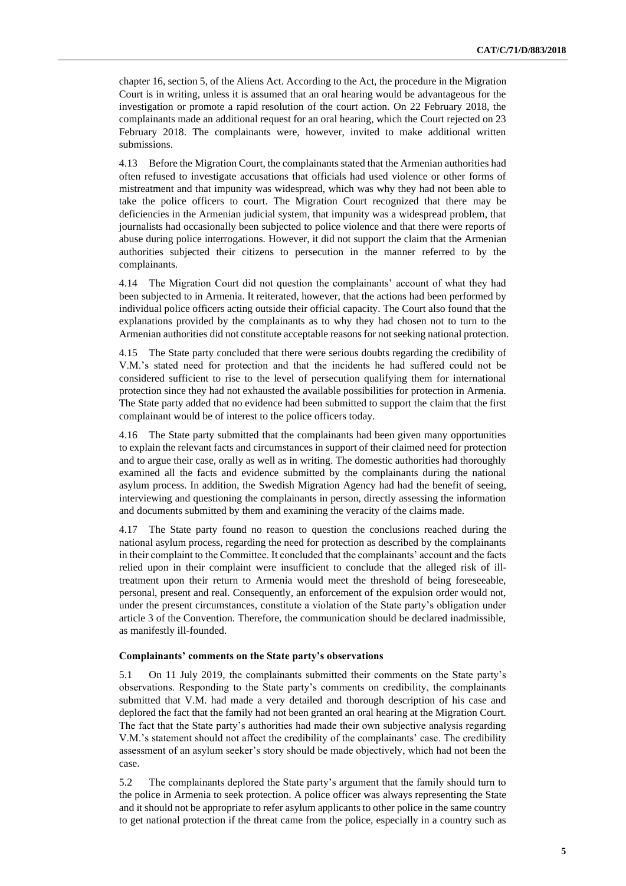chapter 16, section 5, of the Aliens Act. According to the Act, the procedure in the Migration Court is in writing, unless it is assumed that an oral hearing would be advantageous for the investigation or promote a rapid resolution of the court action. On 22 February 2018, the complainants made an additional request for an oral hearing, which the Court rejected on 23 February 2018. The complainants were, however, invited to make additional written submissions.

4.13 Before the Migration Court, the complainants stated that the Armenian authorities had often refused to investigate accusations that officials had used violence or other forms of mistreatment and that impunity was widespread, which was why they had not been able to take the police officers to court. The Migration Court recognized that there may be deficiencies in the Armenian judicial system, that impunity was a widespread problem, that journalists had occasionally been subjected to police violence and that there were reports of abuse during police interrogations. However, it did not support the claim that the Armenian authorities subjected their citizens to persecution in the manner referred to by the complainants.

4.14 The Migration Court did not question the complainants' account of what they had been subjected to in Armenia. It reiterated, however, that the actions had been performed by individual police officers acting outside their official capacity. The Court also found that the explanations provided by the complainants as to why they had chosen not to turn to the Armenian authorities did not constitute acceptable reasons for not seeking national protection.

4.15 The State party concluded that there were serious doubts regarding the credibility of V.M.'s stated need for protection and that the incidents he had suffered could not be considered sufficient to rise to the level of persecution qualifying them for international protection since they had not exhausted the available possibilities for protection in Armenia. The State party added that no evidence had been submitted to support the claim that the first complainant would be of interest to the police officers today.

4.16 The State party submitted that the complainants had been given many opportunities to explain the relevant facts and circumstances in support of their claimed need for protection and to argue their case, orally as well as in writing. The domestic authorities had thoroughly examined all the facts and evidence submitted by the complainants during the national asylum process. In addition, the Swedish Migration Agency had had the benefit of seeing, interviewing and questioning the complainants in person, directly assessing the information and documents submitted by them and examining the veracity of the claims made.

4.17 The State party found no reason to question the conclusions reached during the national asylum process, regarding the need for protection as described by the complainants in their complaint to the Committee. It concluded that the complainants' account and the facts relied upon in their complaint were insufficient to conclude that the alleged risk of ill-treatment upon their return to Armenia would meet the threshold of being foreseeable, personal, present and real. Consequently, an enforcement of the expulsion order would not, under the present circumstances, constitute a violation of the State party's obligation under article 3 of the Convention. Therefore, the communication should be declared inadmissible, as manifestly ill-founded.

### Complainants' comments on the State party's observations

5.1 On 11 July 2019, the complainants submitted their comments on the State party's observations. Responding to the State party's comments on credibility, the complainants submitted that V.M. had made a very detailed and thorough description of his case and deplored the fact that the family had not been granted an oral hearing at the Migration Court. The fact that the State party's authorities had made their own subjective analysis regarding V.M.'s statement should not affect the credibility of the complainants' case. The credibility assessment of an asylum seeker's story should be made objectively, which had not been the case.

5.2 The complainants deplored the State party's argument that the family should turn to the police in Armenia to seek protection. A police officer was always representing the State and it should not be appropriate to refer asylum applicants to other police in the same country to get national protection if the threat came from the police, especially in a country such as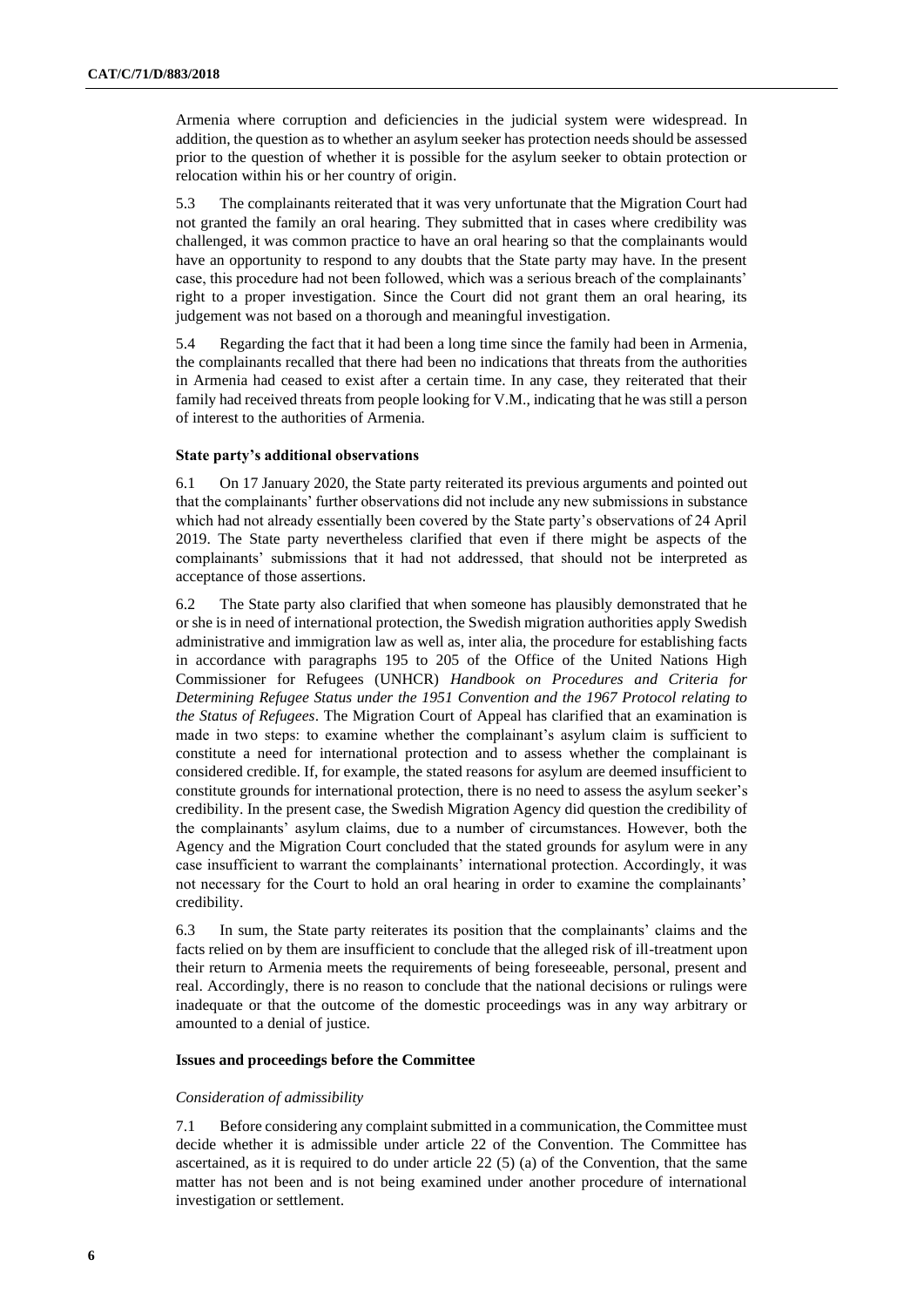Armenia where corruption and deficiencies in the judicial system were widespread. In addition, the question as to whether an asylum seeker has protection needs should be assessed prior to the question of whether it is possible for the asylum seeker to obtain protection or relocation within his or her country of origin.

5.3 The complainants reiterated that it was very unfortunate that the Migration Court had not granted the family an oral hearing. They submitted that in cases where credibility was challenged, it was common practice to have an oral hearing so that the complainants would have an opportunity to respond to any doubts that the State party may have. In the present case, this procedure had not been followed, which was a serious breach of the complainants' right to a proper investigation. Since the Court did not grant them an oral hearing, its judgement was not based on a thorough and meaningful investigation.

5.4 Regarding the fact that it had been a long time since the family had been in Armenia, the complainants recalled that there had been no indications that threats from the authorities in Armenia had ceased to exist after a certain time. In any case, they reiterated that their family had received threats from people looking for V.M., indicating that he was still a person of interest to the authorities of Armenia.

### State party's additional observations

6.1 On 17 January 2020, the State party reiterated its previous arguments and pointed out that the complainants' further observations did not include any new submissions in substance which had not already essentially been covered by the State party's observations of 24 April 2019. The State party nevertheless clarified that even if there might be aspects of the complainants' submissions that it had not addressed, that should not be interpreted as acceptance of those assertions.

6.2 The State party also clarified that when someone has plausibly demonstrated that he or she is in need of international protection, the Swedish migration authorities apply Swedish administrative and immigration law as well as, inter alia, the procedure for establishing facts in accordance with paragraphs 195 to 205 of the Office of the United Nations High Commissioner for Refugees (UNHCR) *Handbook on Procedures and Criteria for Determining Refugee Status under the 1951 Convention and the 1967 Protocol relating to the Status of Refugees*. The Migration Court of Appeal has clarified that an examination is made in two steps: to examine whether the complainant's asylum claim is sufficient to constitute a need for international protection and to assess whether the complainant is considered credible. If, for example, the stated reasons for asylum are deemed insufficient to constitute grounds for international protection, there is no need to assess the asylum seeker's credibility. In the present case, the Swedish Migration Agency did question the credibility of the complainants' asylum claims, due to a number of circumstances. However, both the Agency and the Migration Court concluded that the stated grounds for asylum were in any case insufficient to warrant the complainants' international protection. Accordingly, it was not necessary for the Court to hold an oral hearing in order to examine the complainants' credibility.

6.3 In sum, the State party reiterates its position that the complainants' claims and the facts relied on by them are insufficient to conclude that the alleged risk of ill-treatment upon their return to Armenia meets the requirements of being foreseeable, personal, present and real. Accordingly, there is no reason to conclude that the national decisions or rulings were inadequate or that the outcome of the domestic proceedings was in any way arbitrary or amounted to a denial of justice.

### Issues and proceedings before the Committee

#### *Consideration of admissibility*

7.1 Before considering any complaint submitted in a communication, the Committee must decide whether it is admissible under article 22 of the Convention. The Committee has ascertained, as it is required to do under article 22 (5) (a) of the Convention, that the same matter has not been and is not being examined under another procedure of international investigation or settlement.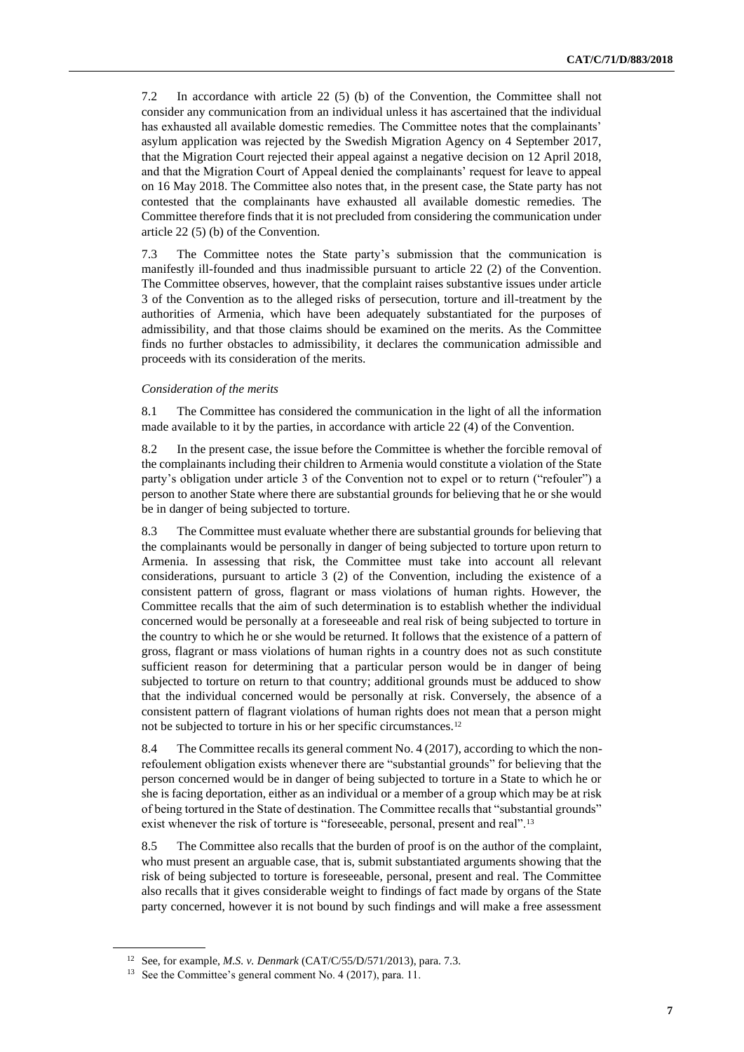7.2 In accordance with article 22 (5) (b) of the Convention, the Committee shall not consider any communication from an individual unless it has ascertained that the individual has exhausted all available domestic remedies. The Committee notes that the complainants' asylum application was rejected by the Swedish Migration Agency on 4 September 2017, that the Migration Court rejected their appeal against a negative decision on 12 April 2018, and that the Migration Court of Appeal denied the complainants' request for leave to appeal on 16 May 2018. The Committee also notes that, in the present case, the State party has not contested that the complainants have exhausted all available domestic remedies. The Committee therefore finds that it is not precluded from considering the communication under article 22 (5) (b) of the Convention.

7.3 The Committee notes the State party's submission that the communication is manifestly ill-founded and thus inadmissible pursuant to article 22 (2) of the Convention. The Committee observes, however, that the complaint raises substantive issues under article 3 of the Convention as to the alleged risks of persecution, torture and ill-treatment by the authorities of Armenia, which have been adequately substantiated for the purposes of admissibility, and that those claims should be examined on the merits. As the Committee finds no further obstacles to admissibility, it declares the communication admissible and proceeds with its consideration of the merits.

*Consideration of the merits*

8.1 The Committee has considered the communication in the light of all the information made available to it by the parties, in accordance with article 22 (4) of the Convention.

8.2 In the present case, the issue before the Committee is whether the forcible removal of the complainants including their children to Armenia would constitute a violation of the State party's obligation under article 3 of the Convention not to expel or to return ("refouler") a person to another State where there are substantial grounds for believing that he or she would be in danger of being subjected to torture.

8.3 The Committee must evaluate whether there are substantial grounds for believing that the complainants would be personally in danger of being subjected to torture upon return to Armenia. In assessing that risk, the Committee must take into account all relevant considerations, pursuant to article 3 (2) of the Convention, including the existence of a consistent pattern of gross, flagrant or mass violations of human rights. However, the Committee recalls that the aim of such determination is to establish whether the individual concerned would be personally at a foreseeable and real risk of being subjected to torture in the country to which he or she would be returned. It follows that the existence of a pattern of gross, flagrant or mass violations of human rights in a country does not as such constitute sufficient reason for determining that a particular person would be in danger of being subjected to torture on return to that country; additional grounds must be adduced to show that the individual concerned would be personally at risk. Conversely, the absence of a consistent pattern of flagrant violations of human rights does not mean that a person might not be subjected to torture in his or her specific circumstances.[12]

8.4 The Committee recalls its general comment No. 4 (2017), according to which the non-refoulement obligation exists whenever there are "substantial grounds" for believing that the person concerned would be in danger of being subjected to torture in a State to which he or she is facing deportation, either as an individual or a member of a group which may be at risk of being tortured in the State of destination. The Committee recalls that "substantial grounds" exist whenever the risk of torture is "foreseeable, personal, present and real".[13]

8.5 The Committee also recalls that the burden of proof is on the author of the complaint, who must present an arguable case, that is, submit substantiated arguments showing that the risk of being subjected to torture is foreseeable, personal, present and real. The Committee also recalls that it gives considerable weight to findings of fact made by organs of the State party concerned, however it is not bound by such findings and will make a free assessment

[12] See, for example, *M.S. v. Denmark* (CAT/C/55/D/571/2013), para. 7.3.

[13] See the Committee's general comment No. 4 (2017), para. 11.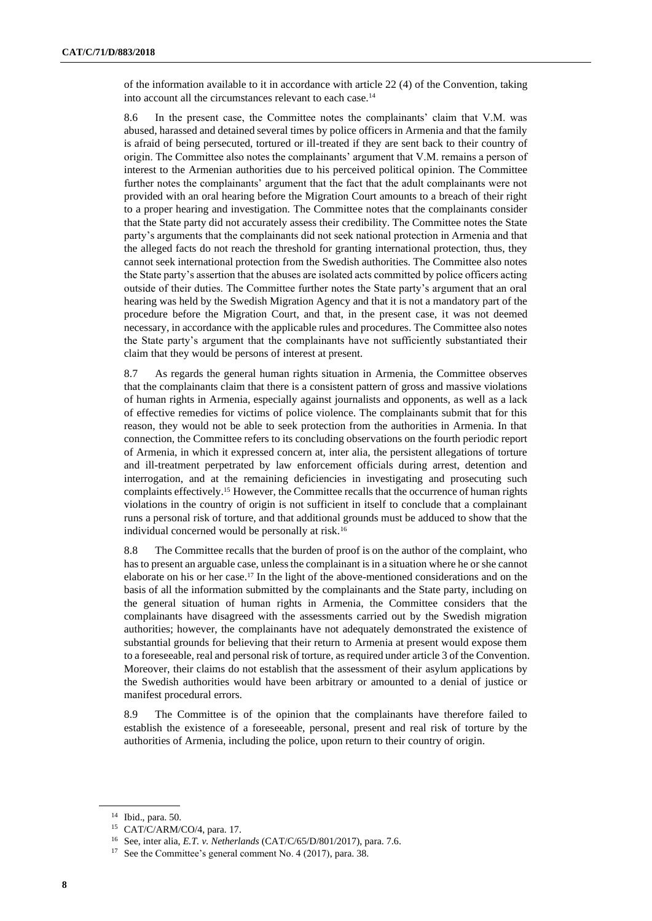of the information available to it in accordance with article 22 (4) of the Convention, taking into account all the circumstances relevant to each case.[14]

8.6 In the present case, the Committee notes the complainants' claim that V.M. was abused, harassed and detained several times by police officers in Armenia and that the family is afraid of being persecuted, tortured or ill-treated if they are sent back to their country of origin. The Committee also notes the complainants' argument that V.M. remains a person of interest to the Armenian authorities due to his perceived political opinion. The Committee further notes the complainants' argument that the fact that the adult complainants were not provided with an oral hearing before the Migration Court amounts to a breach of their right to a proper hearing and investigation. The Committee notes that the complainants consider that the State party did not accurately assess their credibility. The Committee notes the State party's arguments that the complainants did not seek national protection in Armenia and that the alleged facts do not reach the threshold for granting international protection, thus, they cannot seek international protection from the Swedish authorities. The Committee also notes the State party's assertion that the abuses are isolated acts committed by police officers acting outside of their duties. The Committee further notes the State party's argument that an oral hearing was held by the Swedish Migration Agency and that it is not a mandatory part of the procedure before the Migration Court, and that, in the present case, it was not deemed necessary, in accordance with the applicable rules and procedures. The Committee also notes the State party's argument that the complainants have not sufficiently substantiated their claim that they would be persons of interest at present.

8.7 As regards the general human rights situation in Armenia, the Committee observes that the complainants claim that there is a consistent pattern of gross and massive violations of human rights in Armenia, especially against journalists and opponents, as well as a lack of effective remedies for victims of police violence. The complainants submit that for this reason, they would not be able to seek protection from the authorities in Armenia. In that connection, the Committee refers to its concluding observations on the fourth periodic report of Armenia, in which it expressed concern at, inter alia, the persistent allegations of torture and ill-treatment perpetrated by law enforcement officials during arrest, detention and interrogation, and at the remaining deficiencies in investigating and prosecuting such complaints effectively.[15] However, the Committee recalls that the occurrence of human rights violations in the country of origin is not sufficient in itself to conclude that a complainant runs a personal risk of torture, and that additional grounds must be adduced to show that the individual concerned would be personally at risk.[16]

8.8 The Committee recalls that the burden of proof is on the author of the complaint, who has to present an arguable case, unless the complainant is in a situation where he or she cannot elaborate on his or her case.[17] In the light of the above-mentioned considerations and on the basis of all the information submitted by the complainants and the State party, including on the general situation of human rights in Armenia, the Committee considers that the complainants have disagreed with the assessments carried out by the Swedish migration authorities; however, the complainants have not adequately demonstrated the existence of substantial grounds for believing that their return to Armenia at present would expose them to a foreseeable, real and personal risk of torture, as required under article 3 of the Convention. Moreover, their claims do not establish that the assessment of their asylum applications by the Swedish authorities would have been arbitrary or amounted to a denial of justice or manifest procedural errors.

8.9 The Committee is of the opinion that the complainants have therefore failed to establish the existence of a foreseeable, personal, present and real risk of torture by the authorities of Armenia, including the police, upon return to their country of origin.

---

[14] Ibid., para. 50.

[15] CAT/C/ARM/CO/4, para. 17.

[16] See, inter alia, *E.T. v. Netherlands* (CAT/C/65/D/801/2017), para. 7.6.

[17] See the Committee's general comment No. 4 (2017), para. 38.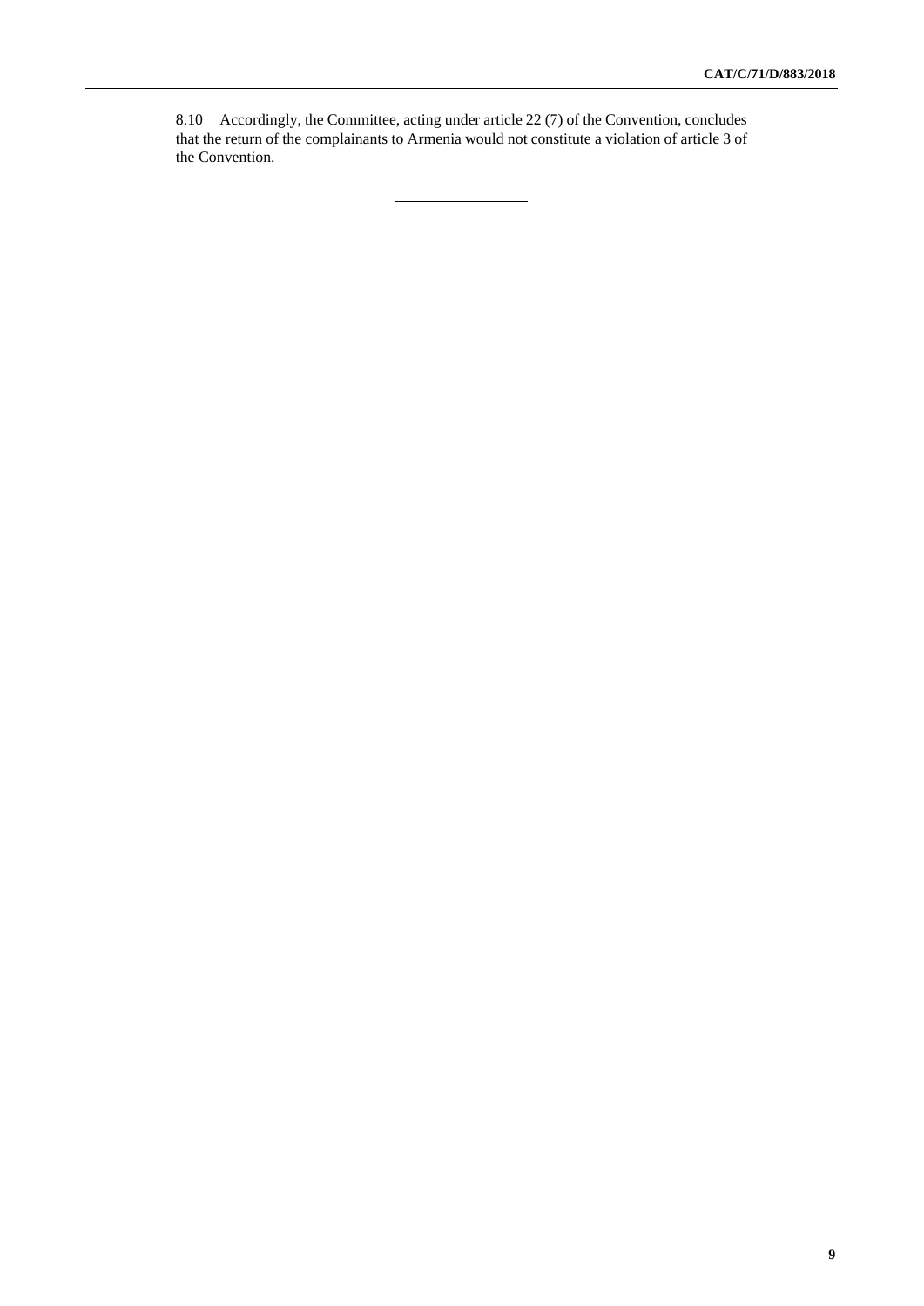8.10 Accordingly, the Committee, acting under article 22 (7) of the Convention, concludes that the return of the complainants to Armenia would not constitute a violation of article 3 of the Convention.